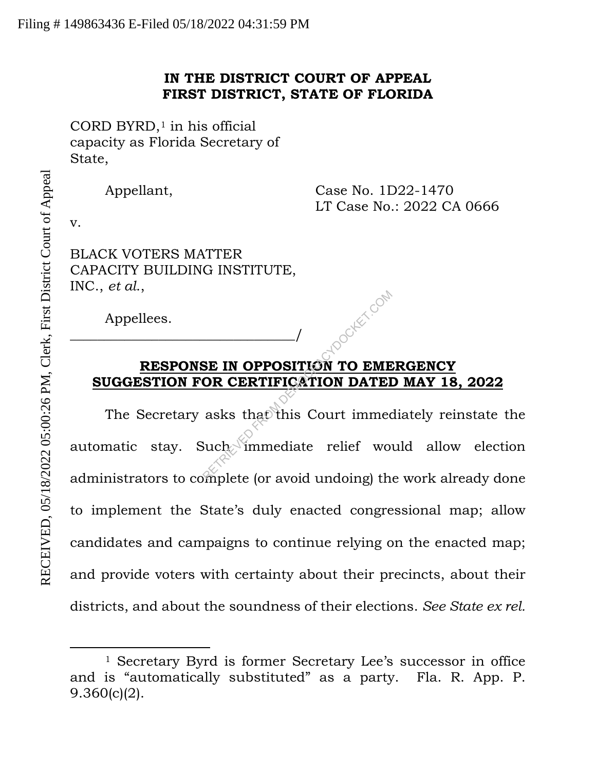Filing # 149863436 E-Filed 05/18/2022 04:31:59 PM

RECEIVED, 05/18/2022 05:00:26 PM, Clerk, First District Court of Appeal

**IN THE DISTRICT COURT OF APPEAL**
**FIRST DISTRICT, STATE OF FLORIDA**

CORD BYRD,[1] in his official capacity as Florida Secretary of State,

Appellant,

Case No. 1D22-1470
LT Case No.: 2022 CA 0666

v.

BLACK VOTERS MATTER CAPACITY BUILDING INSTITUTE, INC., *et al.*,

Appellees.
_______________________________/

**RESPONSE IN OPPOSITION TO EMERGENCY SUGGESTION FOR CERTIFICATION DATED MAY 18, 2022**

The Secretary asks that this Court immediately reinstate the automatic stay. Such immediate relief would allow election administrators to complete (or avoid undoing) the work already done to implement the State's duly enacted congressional map; allow candidates and campaigns to continue relying on the enacted map; and provide voters with certainty about their precincts, about their districts, and about the soundness of their elections. *See State ex rel.*

[1] Secretary Byrd is former Secretary Lee's successor in office and is "automatically substituted" as a party. Fla. R. App. P. 9.360(c)(2).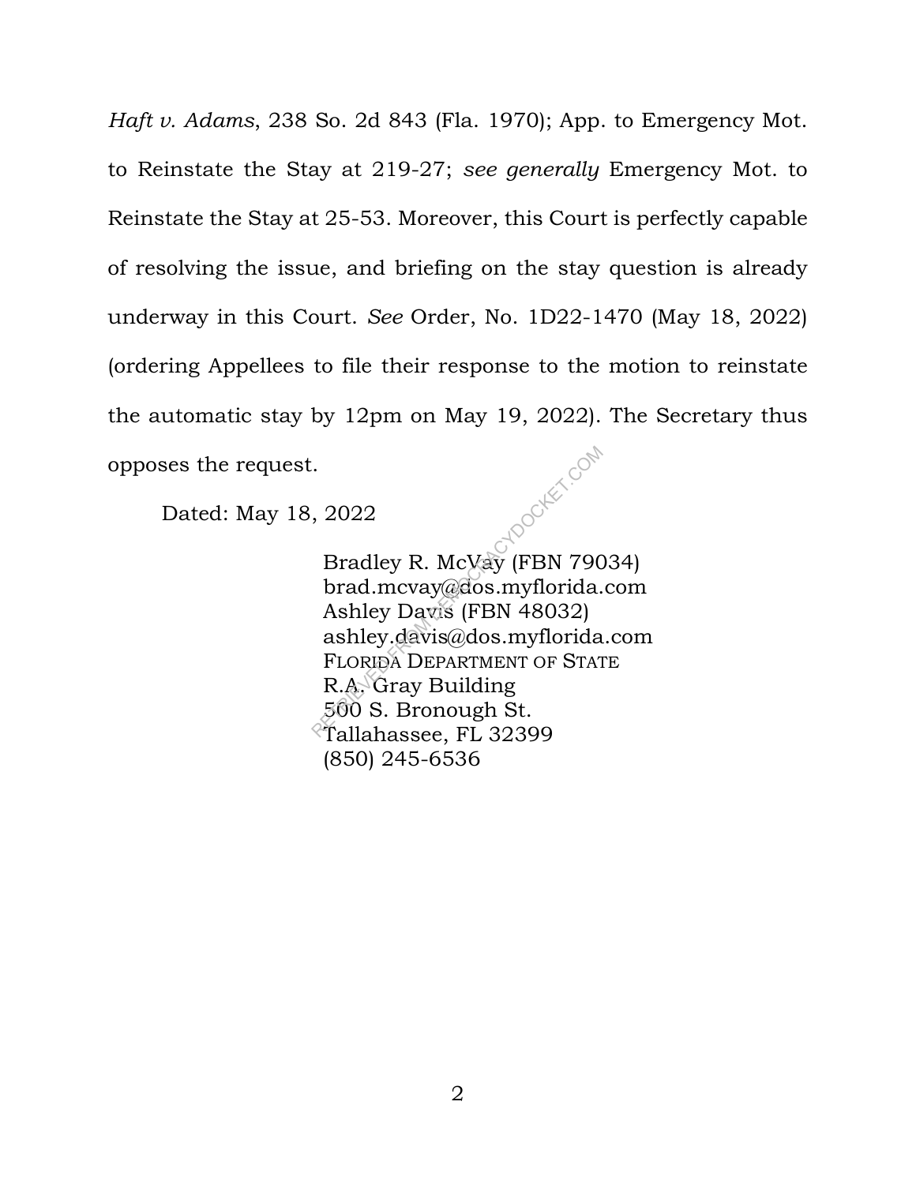*Haft v. Adams*, 238 So. 2d 843 (Fla. 1970); App. to Emergency Mot. to Reinstate the Stay at 219-27; *see generally* Emergency Mot. to Reinstate the Stay at 25-53. Moreover, this Court is perfectly capable of resolving the issue, and briefing on the stay question is already underway in this Court. *See* Order, No. 1D22-1470 (May 18, 2022) (ordering Appellees to file their response to the motion to reinstate the automatic stay by 12pm on May 19, 2022). The Secretary thus opposes the request.

Dated: May 18, 2022

Bradley R. McVay (FBN 79034)
brad.mcvay@dos.myflorida.com
Ashley Davis (FBN 48032)
ashley.davis@dos.myflorida.com
FLORIDA DEPARTMENT OF STATE
R.A. Gray Building
500 S. Bronough St.
Tallahassee, FL 32399
(850) 245-6536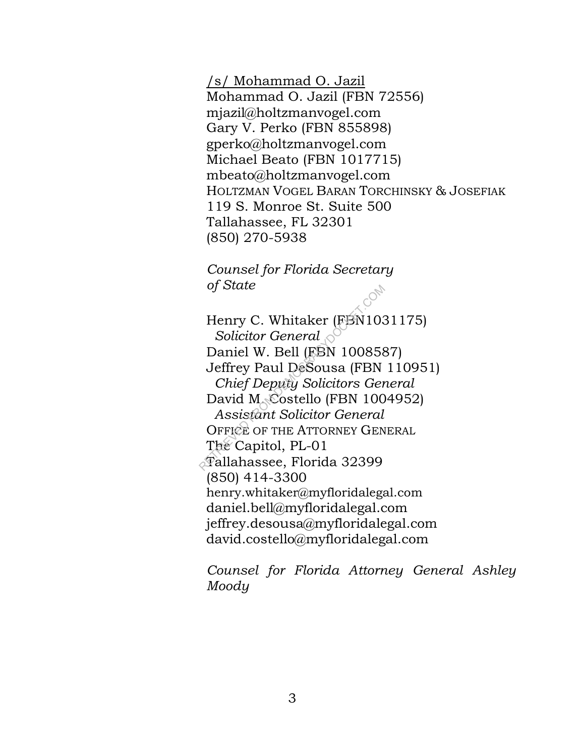/s/ Mohammad O. Jazil
Mohammad O. Jazil (FBN 72556)
mjazil@holtzmanvogel.com
Gary V. Perko (FBN 855898)
gperko@holtzmanvogel.com
Michael Beato (FBN 1017715)
mbeato@holtzmanvogel.com
HOLTZMAN VOGEL BARAN TORCHINSKY & JOSEFIAK
119 S. Monroe St. Suite 500
Tallahassee, FL 32301
(850) 270-5938

*Counsel for Florida Secretary of State*

Henry C. Whitaker (FBN1031175)
*Solicitor General*
Daniel W. Bell (FBN 1008587)
Jeffrey Paul DeSousa (FBN 110951)
*Chief Deputy Solicitors General*
David M. Costello (FBN 1004952)
*Assistant Solicitor General*
OFFICE OF THE ATTORNEY GENERAL
The Capitol, PL-01
Tallahassee, Florida 32399
(850) 414-3300
henry.whitaker@myfloridalegal.com
daniel.bell@myfloridalegal.com
jeffrey.desousa@myfloridalegal.com
david.costello@myfloridalegal.com

*Counsel for Florida Attorney General Ashley Moody*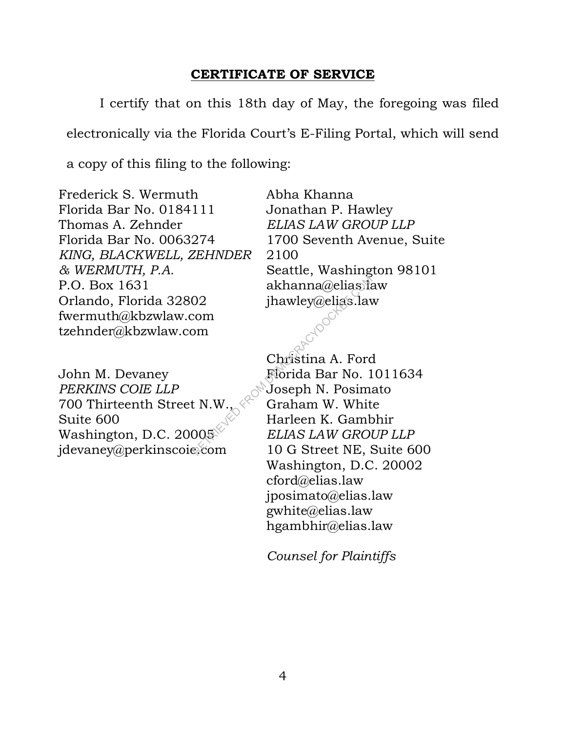**CERTIFICATE OF SERVICE**

I certify that on this 18th day of May, the foregoing was filed electronically via the Florida Court's E-Filing Portal, which will send a copy of this filing to the following:

Frederick S. Wermuth
Florida Bar No. 0184111
Thomas A. Zehnder
Florida Bar No. 0063274
*KING, BLACKWELL, ZEHNDER & WERMUTH, P.A.*
P.O. Box 1631
Orlando, Florida 32802
fwermuth@kbzwlaw.com
tzehnder@kbzwlaw.com

John M. Devaney
*PERKINS COIE LLP*
700 Thirteenth Street N.W., Suite 600
Washington, D.C. 20005
jdevaney@perkinscoie.com

Abha Khanna
Jonathan P. Hawley
*ELIAS LAW GROUP LLP*
1700 Seventh Avenue, Suite 2100
Seattle, Washington 98101
akhanna@elias.law
jhawley@elias.law

Christina A. Ford
Florida Bar No. 1011634
Joseph N. Posimato
Graham W. White
Harleen K. Gambhir
*ELIAS LAW GROUP LLP*
10 G Street NE, Suite 600
Washington, D.C. 20002
cford@elias.law
jposimato@elias.law
gwhite@elias.law
hgambhir@elias.law

*Counsel for Plaintiffs*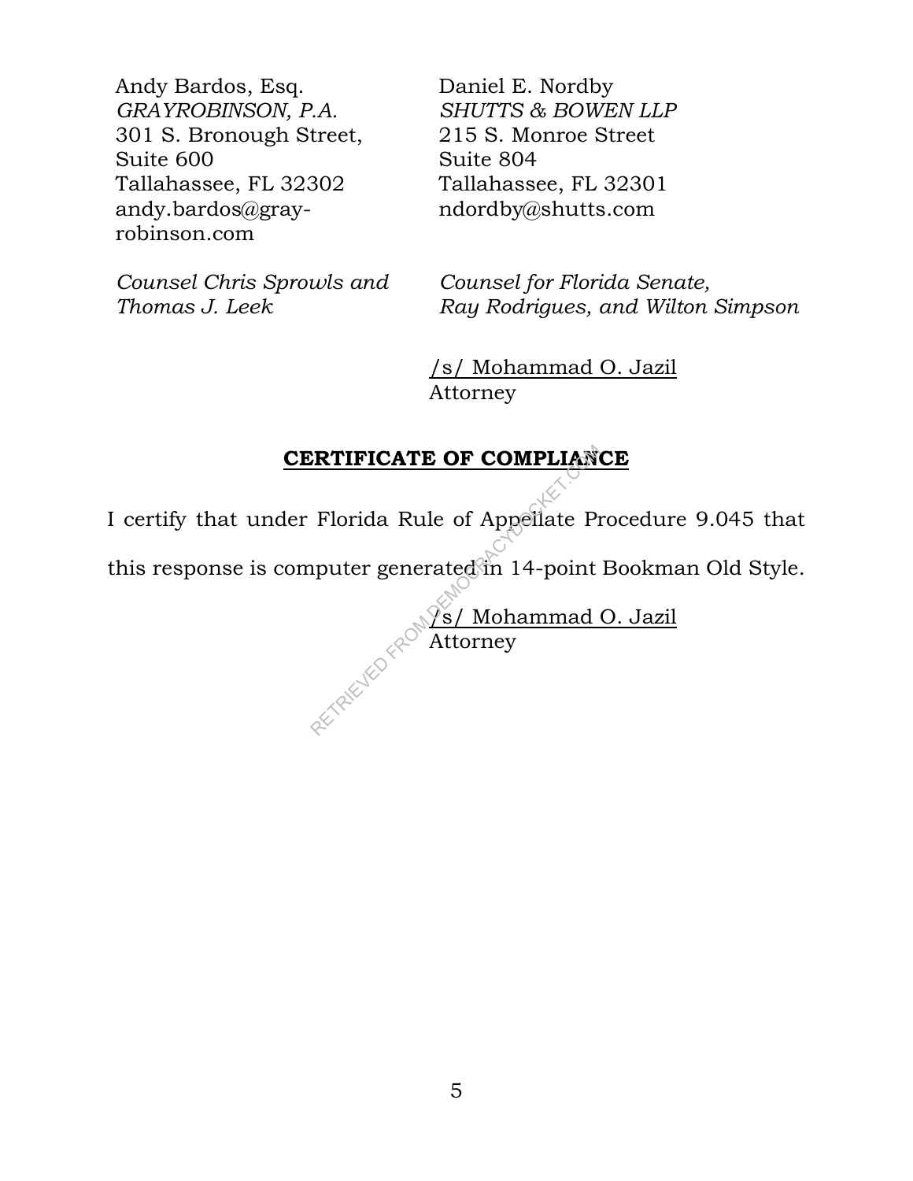Andy Bardos, Esq.
*GRAYROBINSON, P.A.*
301 S. Bronough Street,
Suite 600
Tallahassee, FL 32302
andy.bardos@gray-robinson.com

*Counsel Chris Sprowls and Thomas J. Leek*

Daniel E. Nordby
*SHUTTS & BOWEN LLP*
215 S. Monroe Street
Suite 804
Tallahassee, FL 32301
ndordby@shutts.com

*Counsel for Florida Senate, Ray Rodrigues, and Wilton Simpson*

/s/ Mohammad O. Jazil
Attorney

## CERTIFICATE OF COMPLIANCE

I certify that under Florida Rule of Appellate Procedure 9.045 that this response is computer generated in 14-point Bookman Old Style.

/s/ Mohammad O. Jazil
Attorney